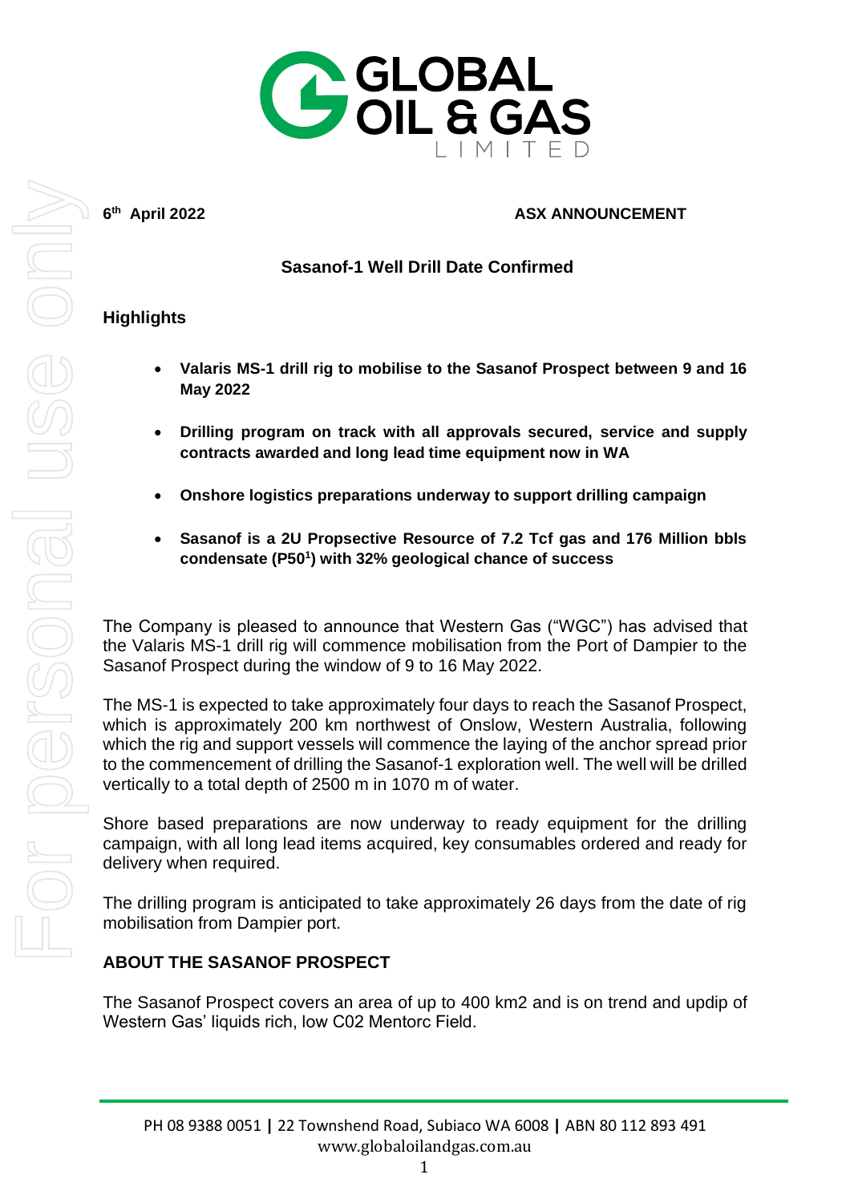# GLOBAL OIL & GAS LIMITED

**6th April 2022** **ASX ANNOUNCEMENT**

## Sasanof-1 Well Drill Date Confirmed

### Highlights

- **Valaris MS-1 drill rig to mobilise to the Sasanof Prospect between 9 and 16 May 2022**
- **Drilling program on track with all approvals secured, service and supply contracts awarded and long lead time equipment now in WA**
- **Onshore logistics preparations underway to support drilling campaign**
- **Sasanof is a 2U Propsective Resource of 7.2 Tcf gas and 176 Million bbls condensate (P50[1]) with 32% geological chance of success**

The Company is pleased to announce that Western Gas ("WGC") has advised that the Valaris MS-1 drill rig will commence mobilisation from the Port of Dampier to the Sasanof Prospect during the window of 9 to 16 May 2022.

The MS-1 is expected to take approximately four days to reach the Sasanof Prospect, which is approximately 200 km northwest of Onslow, Western Australia, following which the rig and support vessels will commence the laying of the anchor spread prior to the commencement of drilling the Sasanof-1 exploration well. The well will be drilled vertically to a total depth of 2500 m in 1070 m of water.

Shore based preparations are now underway to ready equipment for the drilling campaign, with all long lead items acquired, key consumables ordered and ready for delivery when required.

The drilling program is anticipated to take approximately 26 days from the date of rig mobilisation from Dampier port.

### ABOUT THE SASANOF PROSPECT

The Sasanof Prospect covers an area of up to 400 km2 and is on trend and updip of Western Gas' liquids rich, low C02 Mentorc Field.

PH 08 9388 0051 | 22 Townshend Road, Subiaco WA 6008 | ABN 80 112 893 491
www.globaloilandgas.com.au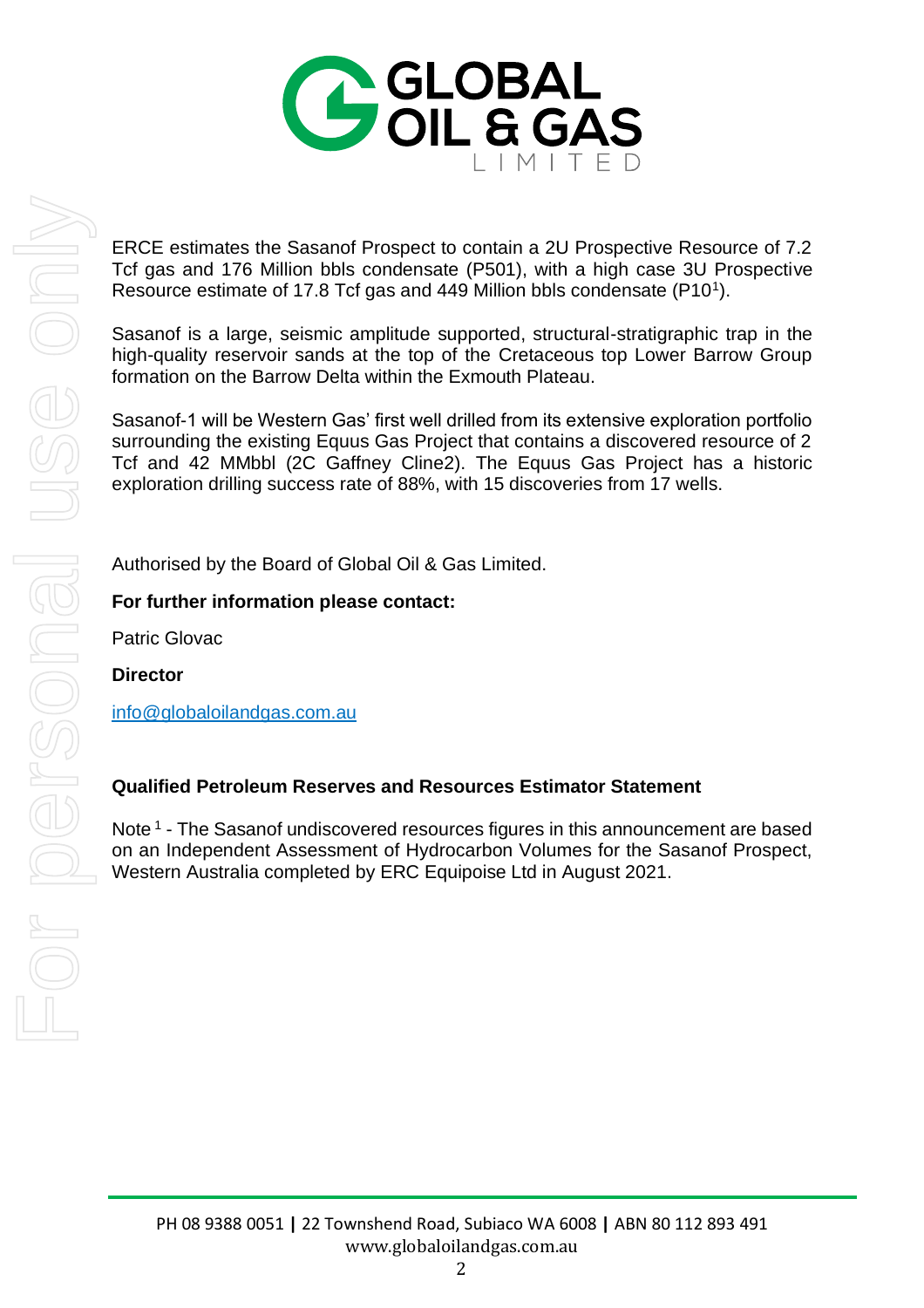ERCE estimates the Sasanof Prospect to contain a 2U Prospective Resource of 7.2 Tcf gas and 176 Million bbls condensate (P501), with a high case 3U Prospective Resource estimate of 17.8 Tcf gas and 449 Million bbls condensate (P10[1]).

Sasanof is a large, seismic amplitude supported, structural-stratigraphic trap in the high-quality reservoir sands at the top of the Cretaceous top Lower Barrow Group formation on the Barrow Delta within the Exmouth Plateau.

Sasanof-1 will be Western Gas' first well drilled from its extensive exploration portfolio surrounding the existing Equus Gas Project that contains a discovered resource of 2 Tcf and 42 MMbbl (2C Gaffney Cline2). The Equus Gas Project has a historic exploration drilling success rate of 88%, with 15 discoveries from 17 wells.

Authorised by the Board of Global Oil & Gas Limited.

**For further information please contact:**

Patric Glovac

**Director**

info@globaloilandgas.com.au

**Qualified Petroleum Reserves and Resources Estimator Statement**

Note [1] - The Sasanof undiscovered resources figures in this announcement are based on an Independent Assessment of Hydrocarbon Volumes for the Sasanof Prospect, Western Australia completed by ERC Equipoise Ltd in August 2021.